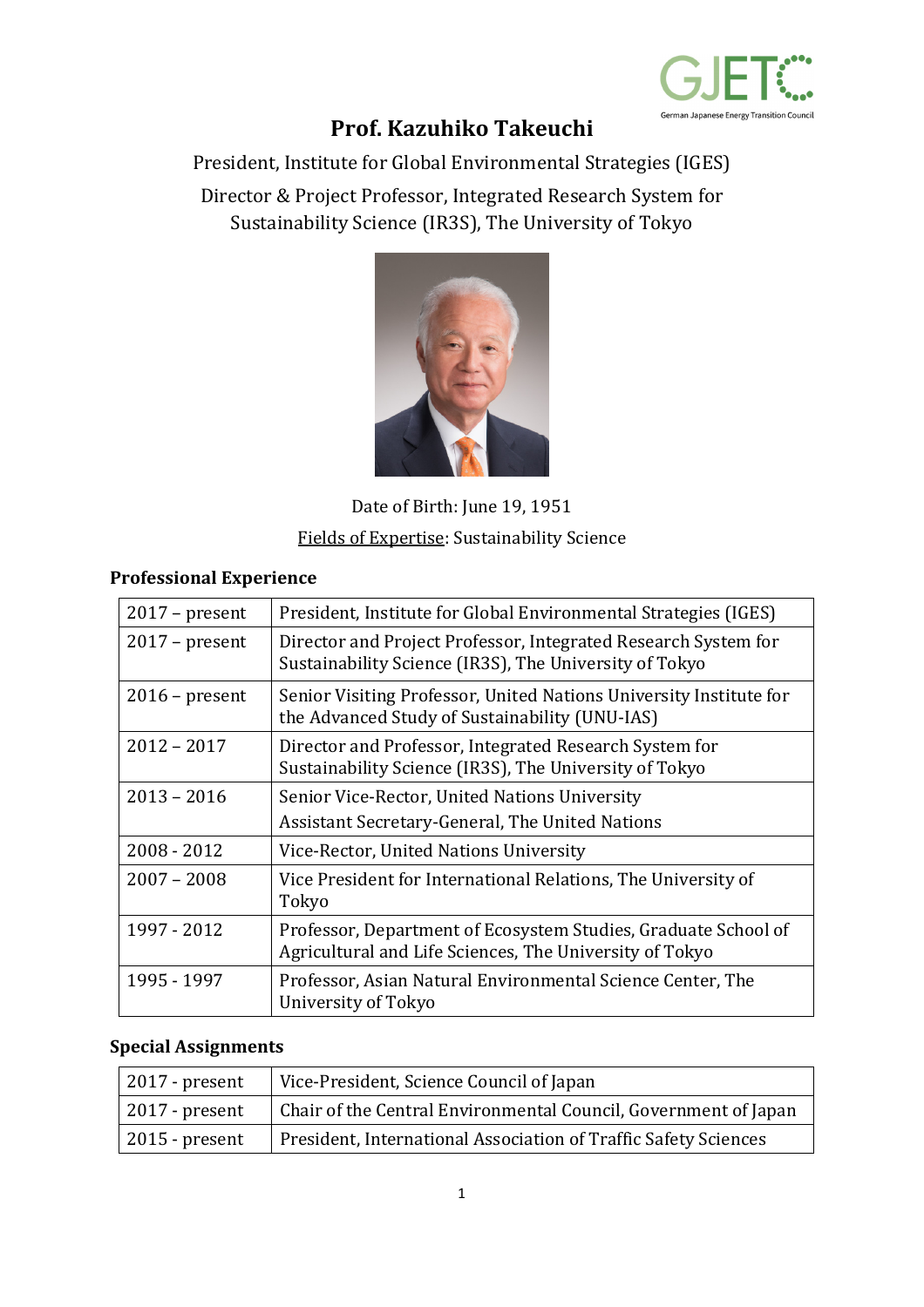# Prof. Kazuhiko Takeuchi

President, Institute for Global Environmental Strategies (IGES)

Director & Project Professor, Integrated Research System for Sustainability Science (IR3S), The University of Tokyo

Date of Birth: June 19, 1951

Fields of Expertise: Sustainability Science

### Professional Experience

| | |
|---|---|
| 2017 – present | President, Institute for Global Environmental Strategies (IGES) |
| 2017 – present | Director and Project Professor, Integrated Research System for Sustainability Science (IR3S), The University of Tokyo |
| 2016 – present | Senior Visiting Professor, United Nations University Institute for the Advanced Study of Sustainability (UNU-IAS) |
| 2012 – 2017 | Director and Professor, Integrated Research System for Sustainability Science (IR3S), The University of Tokyo |
| 2013 – 2016 | Senior Vice-Rector, United Nations University<br>Assistant Secretary-General, The United Nations |
| 2008 - 2012 | Vice-Rector, United Nations University |
| 2007 – 2008 | Vice President for International Relations, The University of Tokyo |
| 1997 - 2012 | Professor, Department of Ecosystem Studies, Graduate School of Agricultural and Life Sciences, The University of Tokyo |
| 1995 - 1997 | Professor, Asian Natural Environmental Science Center, The University of Tokyo |

### Special Assignments

| | |
|---|---|
| 2017 - present | Vice-President, Science Council of Japan |
| 2017 - present | Chair of the Central Environmental Council, Government of Japan |
| 2015 - present | President, International Association of Traffic Safety Sciences |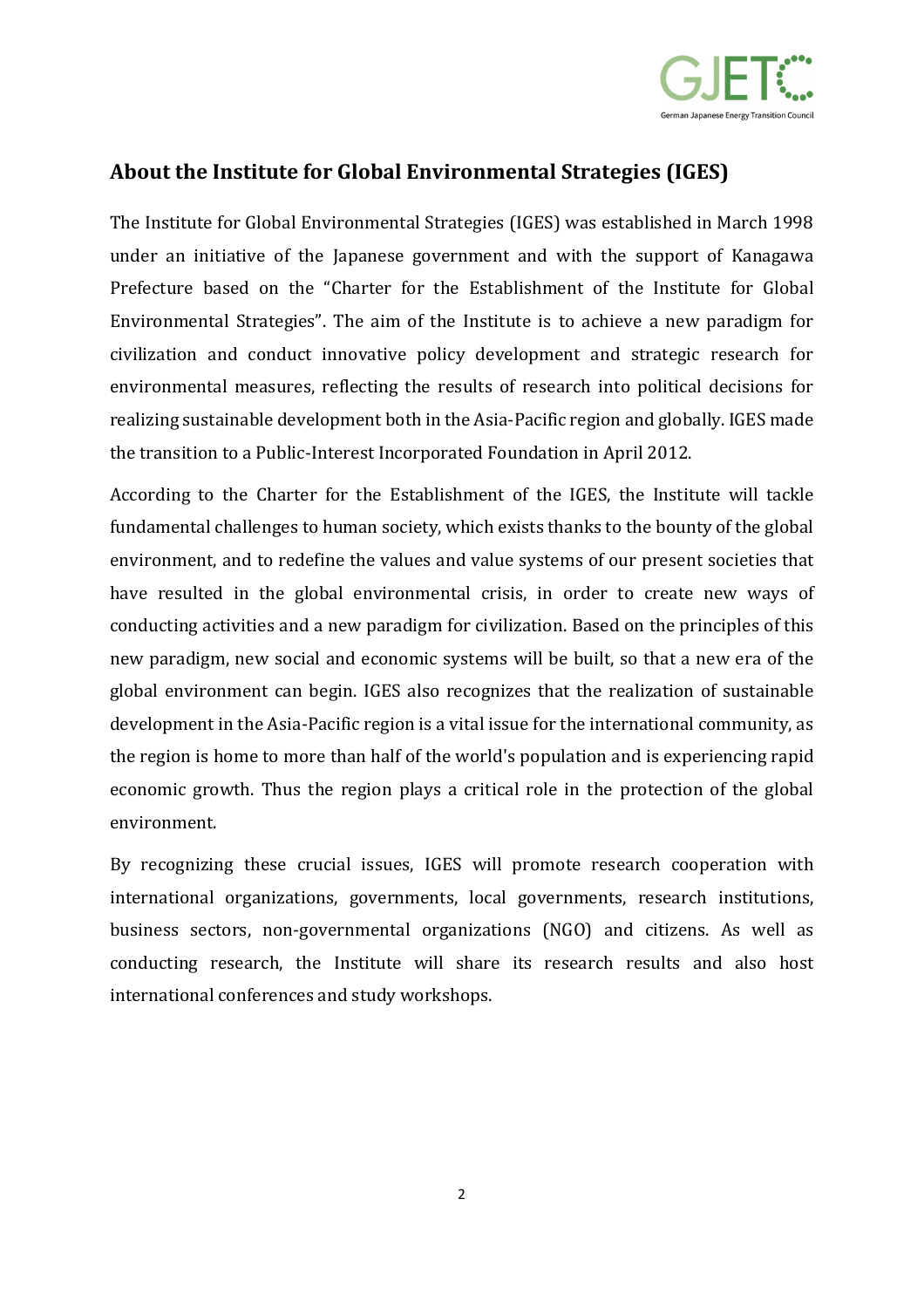## About the Institute for Global Environmental Strategies (IGES)

The Institute for Global Environmental Strategies (IGES) was established in March 1998 under an initiative of the Japanese government and with the support of Kanagawa Prefecture based on the "Charter for the Establishment of the Institute for Global Environmental Strategies". The aim of the Institute is to achieve a new paradigm for civilization and conduct innovative policy development and strategic research for environmental measures, reflecting the results of research into political decisions for realizing sustainable development both in the Asia-Pacific region and globally. IGES made the transition to a Public-Interest Incorporated Foundation in April 2012.

According to the Charter for the Establishment of the IGES, the Institute will tackle fundamental challenges to human society, which exists thanks to the bounty of the global environment, and to redefine the values and value systems of our present societies that have resulted in the global environmental crisis, in order to create new ways of conducting activities and a new paradigm for civilization. Based on the principles of this new paradigm, new social and economic systems will be built, so that a new era of the global environment can begin. IGES also recognizes that the realization of sustainable development in the Asia-Pacific region is a vital issue for the international community, as the region is home to more than half of the world's population and is experiencing rapid economic growth. Thus the region plays a critical role in the protection of the global environment.

By recognizing these crucial issues, IGES will promote research cooperation with international organizations, governments, local governments, research institutions, business sectors, non-governmental organizations (NGO) and citizens. As well as conducting research, the Institute will share its research results and also host international conferences and study workshops.